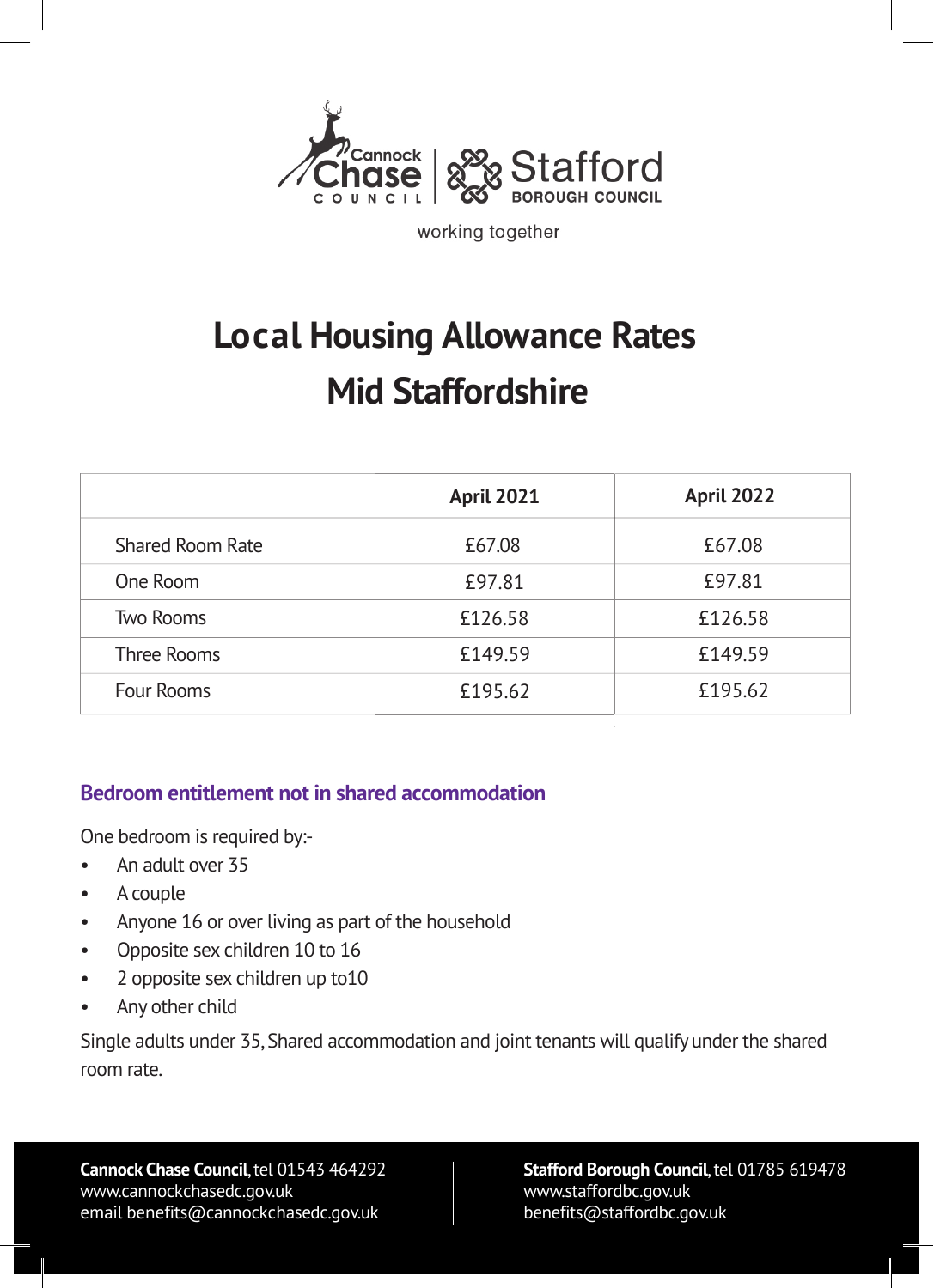Cannock Chase Council | Stafford Borough Council

working together

# Local Housing Allowance Rates
# Mid Staffordshire

| | April 2021 | April 2022 |
|---|---|---|
| Shared Room Rate | £67.08 | £67.08 |
| One Room | £97.81 | £97.81 |
| Two Rooms | £126.58 | £126.58 |
| Three Rooms | £149.59 | £149.59 |
| Four Rooms | £195.62 | £195.62 |

## Bedroom entitlement not in shared accommodation

One bedroom is required by:-

- An adult over 35
- A couple
- Anyone 16 or over living as part of the household
- Opposite sex children 10 to 16
- 2 opposite sex children up to10
- Any other child

Single adults under 35, Shared accommodation and joint tenants will qualify under the shared room rate.

**Cannock Chase Council**, tel 01543 464292
www.cannockchasedc.gov.uk
email benefits@cannockchasedc.gov.uk

**Stafford Borough Council**, tel 01785 619478
www.staffordbc.gov.uk
benefits@staffordbc.gov.uk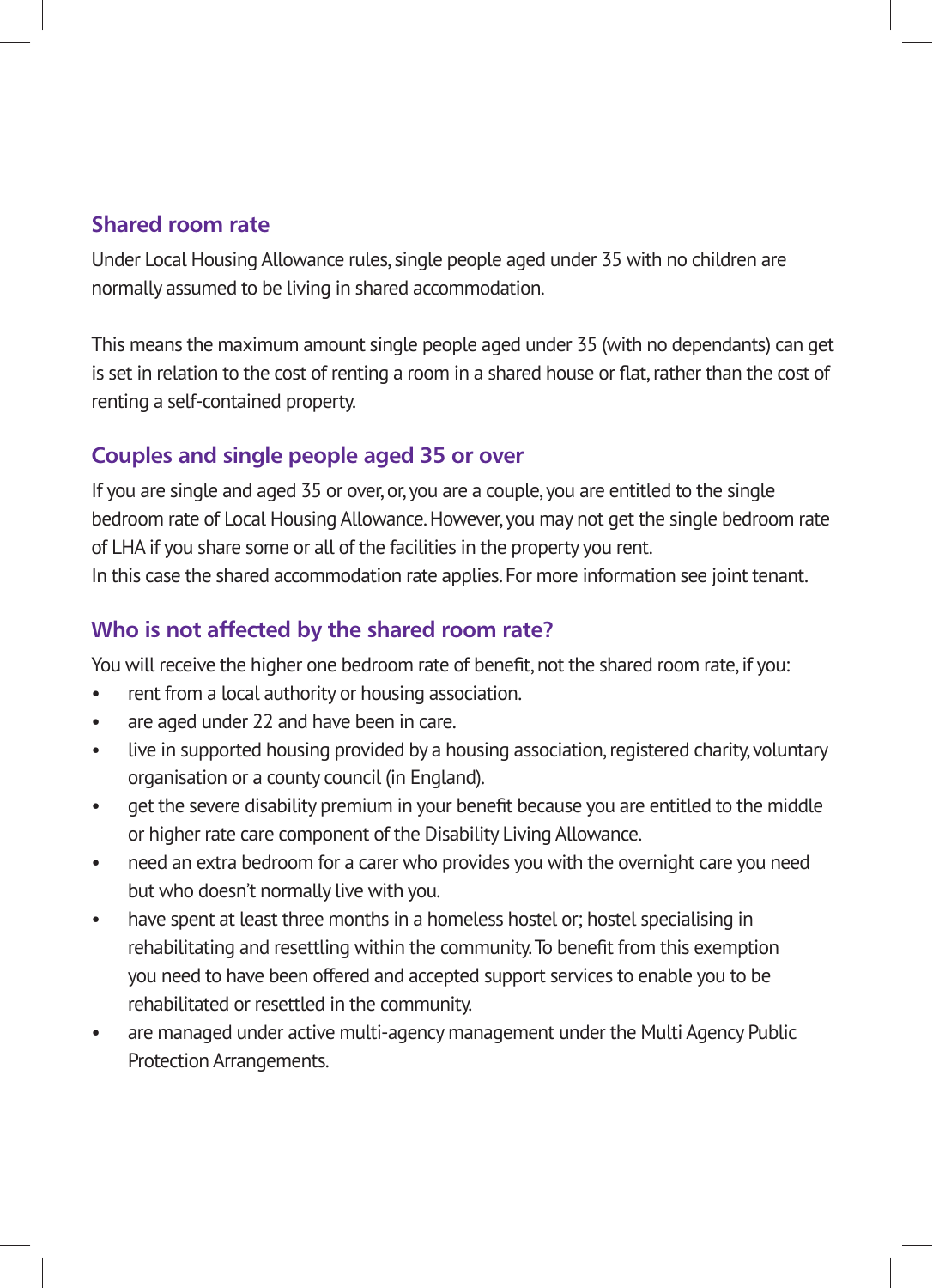## Shared room rate

Under Local Housing Allowance rules, single people aged under 35 with no children are normally assumed to be living in shared accommodation.

This means the maximum amount single people aged under 35 (with no dependants) can get is set in relation to the cost of renting a room in a shared house or flat, rather than the cost of renting a self-contained property.

## Couples and single people aged 35 or over

If you are single and aged 35 or over, or, you are a couple, you are entitled to the single bedroom rate of Local Housing Allowance. However, you may not get the single bedroom rate of LHA if you share some or all of the facilities in the property you rent.
In this case the shared accommodation rate applies. For more information see joint tenant.

## Who is not affected by the shared room rate?

You will receive the higher one bedroom rate of benefit, not the shared room rate, if you:

- rent from a local authority or housing association.
- are aged under 22 and have been in care.
- live in supported housing provided by a housing association, registered charity, voluntary organisation or a county council (in England).
- get the severe disability premium in your benefit because you are entitled to the middle or higher rate care component of the Disability Living Allowance.
- need an extra bedroom for a carer who provides you with the overnight care you need but who doesn't normally live with you.
- have spent at least three months in a homeless hostel or; hostel specialising in rehabilitating and resettling within the community. To benefit from this exemption you need to have been offered and accepted support services to enable you to be rehabilitated or resettled in the community.
- are managed under active multi-agency management under the Multi Agency Public Protection Arrangements.